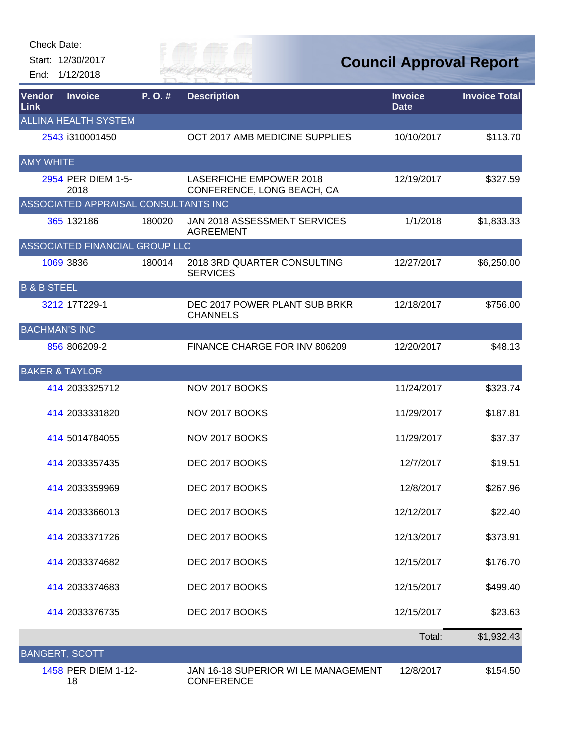Check Date:

Start: 12/30/2017

End: 1/12/2018

# Council Approval Report

| Vendor Link | Invoice | P. O. # | Description | Invoice Date | Invoice Total |
|---|---|---|---|---|---|
| ALLINA HEALTH SYSTEM | | | | | |
| 2543 | i310001450 | | OCT 2017 AMB MEDICINE SUPPLIES | 10/10/2017 | $113.70 |
| AMY WHITE | | | | | |
| 2954 | PER DIEM 1-5-2018 | | LASERFICHE EMPOWER 2018 CONFERENCE, LONG BEACH, CA | 12/19/2017 | $327.59 |
| ASSOCIATED APPRAISAL CONSULTANTS INC | | | | | |
| 365 | 132186 | 180020 | JAN 2018 ASSESSMENT SERVICES AGREEMENT | 1/1/2018 | $1,833.33 |
| ASSOCIATED FINANCIAL GROUP LLC | | | | | |
| 1069 | 3836 | 180014 | 2018 3RD QUARTER CONSULTING SERVICES | 12/27/2017 | $6,250.00 |
| B & B STEEL | | | | | |
| 3212 | 17T229-1 | | DEC 2017 POWER PLANT SUB BRKR CHANNELS | 12/18/2017 | $756.00 |
| BACHMAN'S INC | | | | | |
| 856 | 806209-2 | | FINANCE CHARGE FOR INV 806209 | 12/20/2017 | $48.13 |
| BAKER & TAYLOR | | | | | |
| 414 | 2033325712 | | NOV 2017 BOOKS | 11/24/2017 | $323.74 |
| 414 | 2033331820 | | NOV 2017 BOOKS | 11/29/2017 | $187.81 |
| 414 | 5014784055 | | NOV 2017 BOOKS | 11/29/2017 | $37.37 |
| 414 | 2033357435 | | DEC 2017 BOOKS | 12/7/2017 | $19.51 |
| 414 | 2033359969 | | DEC 2017 BOOKS | 12/8/2017 | $267.96 |
| 414 | 2033366013 | | DEC 2017 BOOKS | 12/12/2017 | $22.40 |
| 414 | 2033371726 | | DEC 2017 BOOKS | 12/13/2017 | $373.91 |
| 414 | 2033374682 | | DEC 2017 BOOKS | 12/15/2017 | $176.70 |
| 414 | 2033374683 | | DEC 2017 BOOKS | 12/15/2017 | $499.40 |
| 414 | 2033376735 | | DEC 2017 BOOKS | 12/15/2017 | $23.63 |
| | | | | Total: | $1,932.43 |
| BANGERT, SCOTT | | | | | |
| 1458 | PER DIEM 1-12-18 | | JAN 16-18 SUPERIOR WI LE MANAGEMENT CONFERENCE | 12/8/2017 | $154.50 |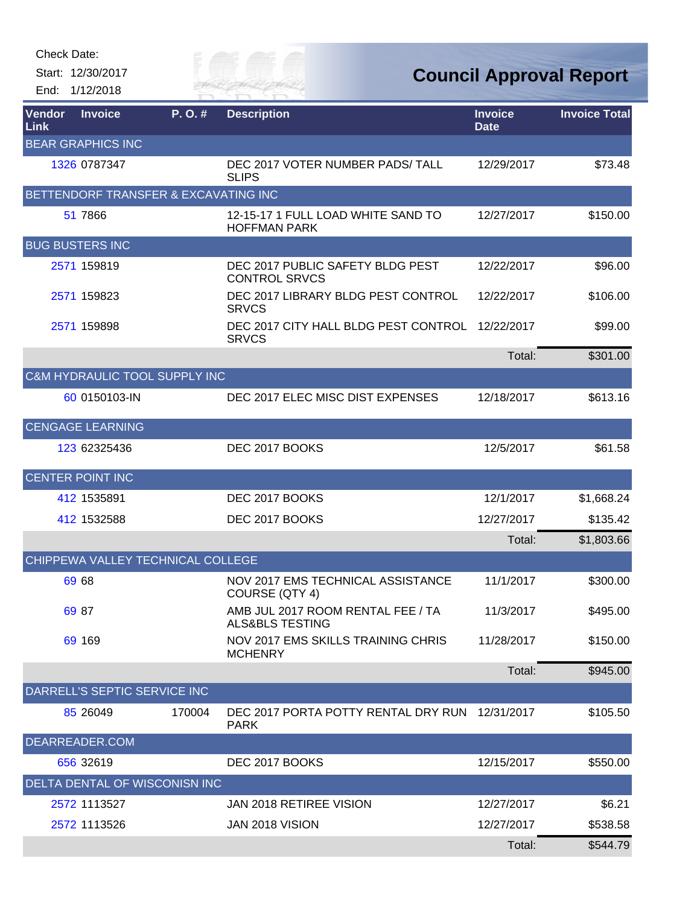Check Date:

Start: 12/30/2017

End: 1/12/2018

# Council Approval Report

| Vendor Link | Invoice | P. O. # | Description | Invoice Date | Invoice Total |
|---|---|---|---|---|---|
| BEAR GRAPHICS INC | | | | | |
| 1326 | 0787347 | | DEC 2017 VOTER NUMBER PADS/ TALL SLIPS | 12/29/2017 | $73.48 |
| BETTENDORF TRANSFER & EXCAVATING INC | | | | | |
| 51 | 7866 | | 12-15-17 1 FULL LOAD WHITE SAND TO HOFFMAN PARK | 12/27/2017 | $150.00 |
| BUG BUSTERS INC | | | | | |
| 2571 | 159819 | | DEC 2017 PUBLIC SAFETY BLDG PEST CONTROL SRVCS | 12/22/2017 | $96.00 |
| 2571 | 159823 | | DEC 2017 LIBRARY BLDG PEST CONTROL SRVCS | 12/22/2017 | $106.00 |
| 2571 | 159898 | | DEC 2017 CITY HALL BLDG PEST CONTROL SRVCS | 12/22/2017 | $99.00 |
| | | | | Total: | $301.00 |
| C&M HYDRAULIC TOOL SUPPLY INC | | | | | |
| 60 | 0150103-IN | | DEC 2017 ELEC MISC DIST EXPENSES | 12/18/2017 | $613.16 |
| CENGAGE LEARNING | | | | | |
| 123 | 62325436 | | DEC 2017 BOOKS | 12/5/2017 | $61.58 |
| CENTER POINT INC | | | | | |
| 412 | 1535891 | | DEC 2017 BOOKS | 12/1/2017 | $1,668.24 |
| 412 | 1532588 | | DEC 2017 BOOKS | 12/27/2017 | $135.42 |
| | | | | Total: | $1,803.66 |
| CHIPPEWA VALLEY TECHNICAL COLLEGE | | | | | |
| 69 | 68 | | NOV 2017 EMS TECHNICAL ASSISTANCE COURSE (QTY 4) | 11/1/2017 | $300.00 |
| 69 | 87 | | AMB JUL 2017 ROOM RENTAL FEE / TA ALS&BLS TESTING | 11/3/2017 | $495.00 |
| 69 | 169 | | NOV 2017 EMS SKILLS TRAINING CHRIS MCHENRY | 11/28/2017 | $150.00 |
| | | | | Total: | $945.00 |
| DARRELL'S SEPTIC SERVICE INC | | | | | |
| 85 | 26049 | 170004 | DEC 2017 PORTA POTTY RENTAL DRY RUN PARK | 12/31/2017 | $105.50 |
| DEARREADER.COM | | | | | |
| 656 | 32619 | | DEC 2017 BOOKS | 12/15/2017 | $550.00 |
| DELTA DENTAL OF WISCONISN INC | | | | | |
| 2572 | 1113527 | | JAN 2018 RETIREE VISION | 12/27/2017 | $6.21 |
| 2572 | 1113526 | | JAN 2018 VISION | 12/27/2017 | $538.58 |
| | | | | Total: | $544.79 |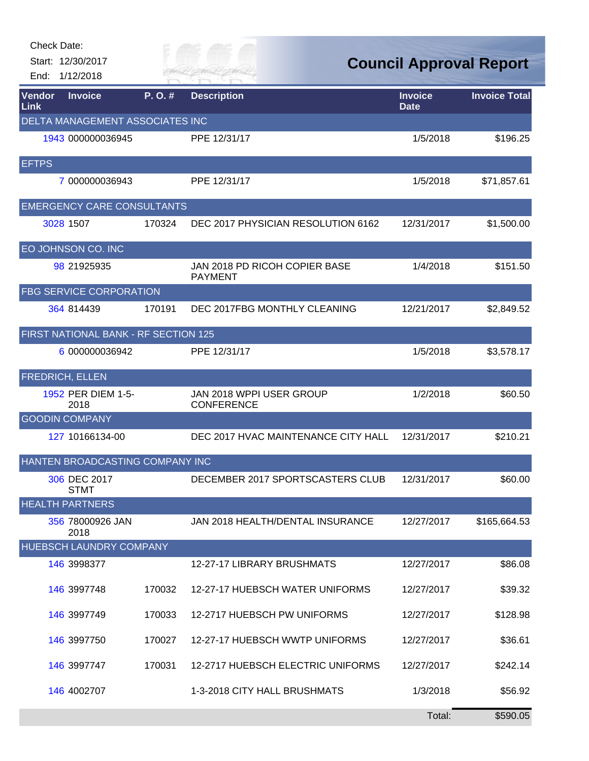Check Date:

Start: 12/30/2017

End: 1/12/2018

# Council Approval Report

| Vendor Link | Invoice | P. O. # | Description | Invoice Date | Invoice Total |
|---|---|---|---|---|---|
| DELTA MANAGEMENT ASSOCIATES INC | | | | | |
| 1943 | 000000036945 | | PPE 12/31/17 | 1/5/2018 | $196.25 |
| EFTPS | | | | | |
| 7 | 000000036943 | | PPE 12/31/17 | 1/5/2018 | $71,857.61 |
| EMERGENCY CARE CONSULTANTS | | | | | |
| 3028 | 1507 | 170324 | DEC 2017 PHYSICIAN RESOLUTION 6162 | 12/31/2017 | $1,500.00 |
| EO JOHNSON CO. INC | | | | | |
| 98 | 21925935 | | JAN 2018 PD RICOH COPIER BASE PAYMENT | 1/4/2018 | $151.50 |
| FBG SERVICE CORPORATION | | | | | |
| 364 | 814439 | 170191 | DEC 2017FBG MONTHLY CLEANING | 12/21/2017 | $2,849.52 |
| FIRST NATIONAL BANK - RF SECTION 125 | | | | | |
| 6 | 000000036942 | | PPE 12/31/17 | 1/5/2018 | $3,578.17 |
| FREDRICH, ELLEN | | | | | |
| 1952 | PER DIEM 1-5-2018 | | JAN 2018 WPPI USER GROUP CONFERENCE | 1/2/2018 | $60.50 |
| GOODIN COMPANY | | | | | |
| 127 | 10166134-00 | | DEC 2017 HVAC MAINTENANCE CITY HALL | 12/31/2017 | $210.21 |
| HANTEN BROADCASTING COMPANY INC | | | | | |
| 306 | DEC 2017 STMT | | DECEMBER 2017 SPORTSCASTERS CLUB | 12/31/2017 | $60.00 |
| HEALTH PARTNERS | | | | | |
| 356 | 78000926 JAN 2018 | | JAN 2018 HEALTH/DENTAL INSURANCE | 12/27/2017 | $165,664.53 |
| HUEBSCH LAUNDRY COMPANY | | | | | |
| 146 | 3998377 | | 12-27-17 LIBRARY BRUSHMATS | 12/27/2017 | $86.08 |
| 146 | 3997748 | 170032 | 12-27-17 HUEBSCH WATER UNIFORMS | 12/27/2017 | $39.32 |
| 146 | 3997749 | 170033 | 12-2717 HUEBSCH PW UNIFORMS | 12/27/2017 | $128.98 |
| 146 | 3997750 | 170027 | 12-27-17 HUEBSCH WWTP UNIFORMS | 12/27/2017 | $36.61 |
| 146 | 3997747 | 170031 | 12-2717 HUEBSCH ELECTRIC UNIFORMS | 12/27/2017 | $242.14 |
| 146 | 4002707 | | 1-3-2018 CITY HALL BRUSHMATS | 1/3/2018 | $56.92 |
| | | | | Total: | $590.05 |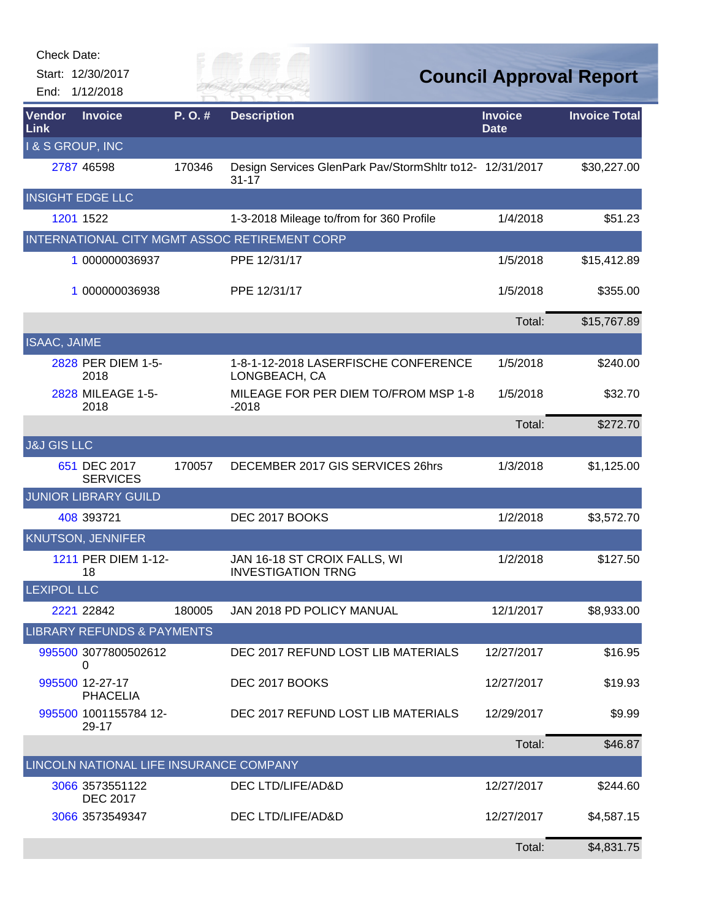Check Date:

Start: 12/30/2017

End: 1/12/2018

# Council Approval Report

| Vendor Link | Invoice | P. O. # | Description | Invoice Date | Invoice Total |
|---|---|---|---|---|---|
| I & S GROUP, INC | | | | | |
| 2787 | 46598 | 170346 | Design Services GlenPark Pav/StormShltr to12-31-17 | 12/31/2017 | $30,227.00 |
| INSIGHT EDGE LLC | | | | | |
| 1201 | 1522 | | 1-3-2018 Mileage to/from for 360 Profile | 1/4/2018 | $51.23 |
| INTERNATIONAL CITY MGMT ASSOC RETIREMENT CORP | | | | | |
| 1 | 000000036937 | | PPE 12/31/17 | 1/5/2018 | $15,412.89 |
| 1 | 000000036938 | | PPE 12/31/17 | 1/5/2018 | $355.00 |
| | | | | Total: | $15,767.89 |
| ISAAC, JAIME | | | | | |
| 2828 | PER DIEM 1-5-2018 | | 1-8-1-12-2018 LASERFISCHE CONFERENCE LONGBEACH, CA | 1/5/2018 | $240.00 |
| 2828 | MILEAGE 1-5-2018 | | MILEAGE FOR PER DIEM TO/FROM MSP 1-8-2018 | 1/5/2018 | $32.70 |
| | | | | Total: | $272.70 |
| J&J GIS LLC | | | | | |
| 651 | DEC 2017 SERVICES | 170057 | DECEMBER 2017 GIS SERVICES 26hrs | 1/3/2018 | $1,125.00 |
| JUNIOR LIBRARY GUILD | | | | | |
| 408 | 393721 | | DEC 2017 BOOKS | 1/2/2018 | $3,572.70 |
| KNUTSON, JENNIFER | | | | | |
| 1211 | PER DIEM 1-12-18 | | JAN 16-18 ST CROIX FALLS, WI INVESTIGATION TRNG | 1/2/2018 | $127.50 |
| LEXIPOL LLC | | | | | |
| 2221 | 22842 | 180005 | JAN 2018 PD POLICY MANUAL | 12/1/2017 | $8,933.00 |
| LIBRARY REFUNDS & PAYMENTS | | | | | |
| 995500 | 30778005026120 | | DEC 2017 REFUND LOST LIB MATERIALS | 12/27/2017 | $16.95 |
| 995500 | 12-27-17 PHACELIA | | DEC 2017 BOOKS | 12/27/2017 | $19.93 |
| 995500 | 1001155784 12-29-17 | | DEC 2017 REFUND LOST LIB MATERIALS | 12/29/2017 | $9.99 |
| | | | | Total: | $46.87 |
| LINCOLN NATIONAL LIFE INSURANCE COMPANY | | | | | |
| 3066 | 3573551122 DEC 2017 | | DEC LTD/LIFE/AD&D | 12/27/2017 | $244.60 |
| 3066 | 3573549347 | | DEC LTD/LIFE/AD&D | 12/27/2017 | $4,587.15 |
| | | | | Total: | $4,831.75 |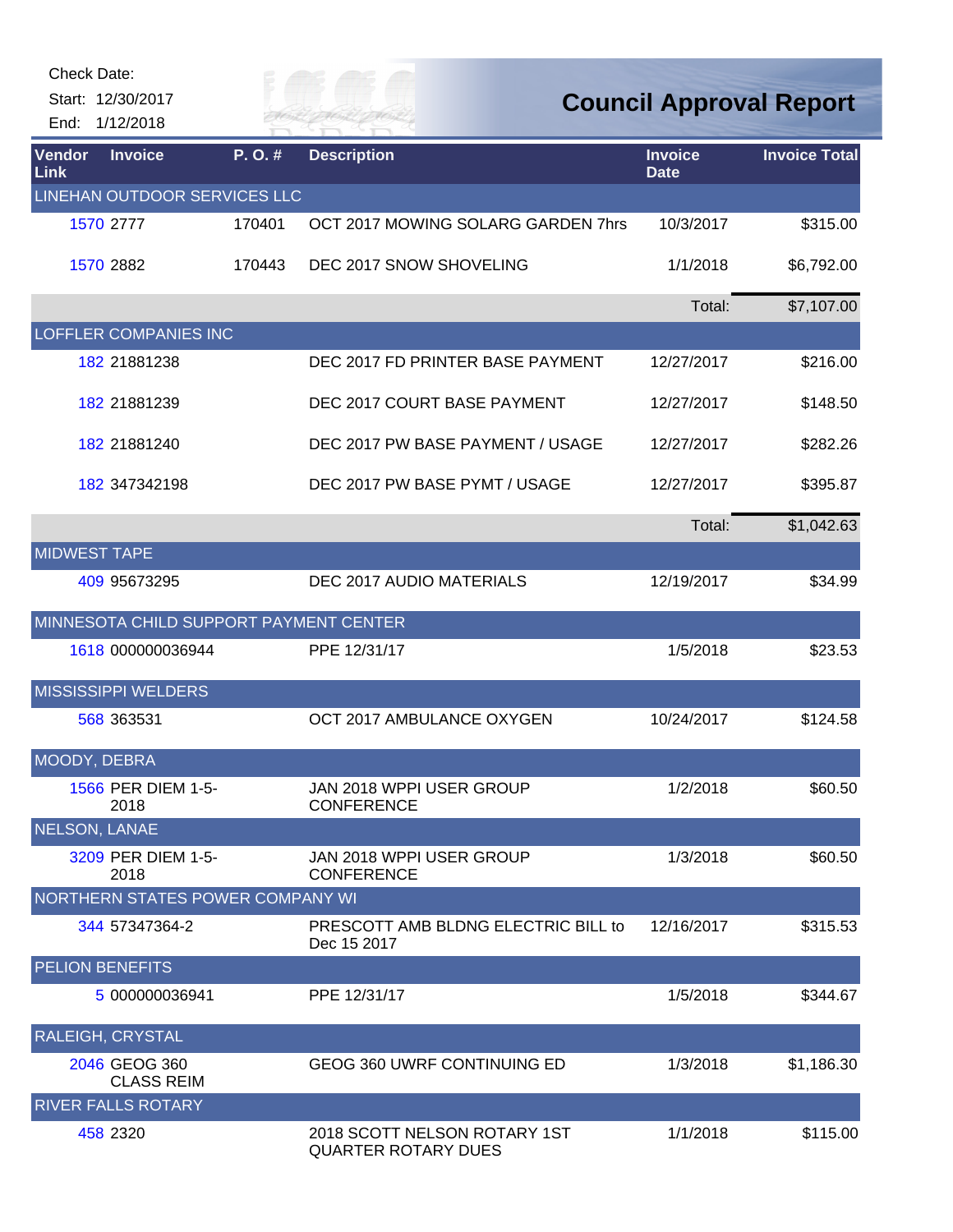Check Date:

Start: 12/30/2017

End: 1/12/2018

# Council Approval Report

| Vendor Link | Invoice | P. O. # | Description | Invoice Date | Invoice Total |
|---|---|---|---|---|---|
| LINEHAN OUTDOOR SERVICES LLC | | | | | |
| 1570 | 2777 | 170401 | OCT 2017 MOWING SOLARG GARDEN 7hrs | 10/3/2017 | $315.00 |
| 1570 | 2882 | 170443 | DEC 2017 SNOW SHOVELING | 1/1/2018 | $6,792.00 |
| | | | | Total: | $7,107.00 |
| LOFFLER COMPANIES INC | | | | | |
| 182 | 21881238 | | DEC 2017 FD PRINTER BASE PAYMENT | 12/27/2017 | $216.00 |
| 182 | 21881239 | | DEC 2017 COURT BASE PAYMENT | 12/27/2017 | $148.50 |
| 182 | 21881240 | | DEC 2017 PW BASE PAYMENT / USAGE | 12/27/2017 | $282.26 |
| 182 | 347342198 | | DEC 2017 PW BASE PYMT / USAGE | 12/27/2017 | $395.87 |
| | | | | Total: | $1,042.63 |
| MIDWEST TAPE | | | | | |
| 409 | 95673295 | | DEC 2017 AUDIO MATERIALS | 12/19/2017 | $34.99 |
| MINNESOTA CHILD SUPPORT PAYMENT CENTER | | | | | |
| 1618 | 000000036944 | | PPE 12/31/17 | 1/5/2018 | $23.53 |
| MISSISSIPPI WELDERS | | | | | |
| 568 | 363531 | | OCT 2017 AMBULANCE OXYGEN | 10/24/2017 | $124.58 |
| MOODY, DEBRA | | | | | |
| 1566 | PER DIEM 1-5-2018 | | JAN 2018 WPPI USER GROUP CONFERENCE | 1/2/2018 | $60.50 |
| NELSON, LANAE | | | | | |
| 3209 | PER DIEM 1-5-2018 | | JAN 2018 WPPI USER GROUP CONFERENCE | 1/3/2018 | $60.50 |
| NORTHERN STATES POWER COMPANY WI | | | | | |
| 344 | 57347364-2 | | PRESCOTT AMB BLDNG ELECTRIC BILL to Dec 15 2017 | 12/16/2017 | $315.53 |
| PELION BENEFITS | | | | | |
| 5 | 000000036941 | | PPE 12/31/17 | 1/5/2018 | $344.67 |
| RALEIGH, CRYSTAL | | | | | |
| 2046 | GEOG 360 CLASS REIM | | GEOG 360 UWRF CONTINUING ED | 1/3/2018 | $1,186.30 |
| RIVER FALLS ROTARY | | | | | |
| 458 | 2320 | | 2018 SCOTT NELSON ROTARY 1ST QUARTER ROTARY DUES | 1/1/2018 | $115.00 |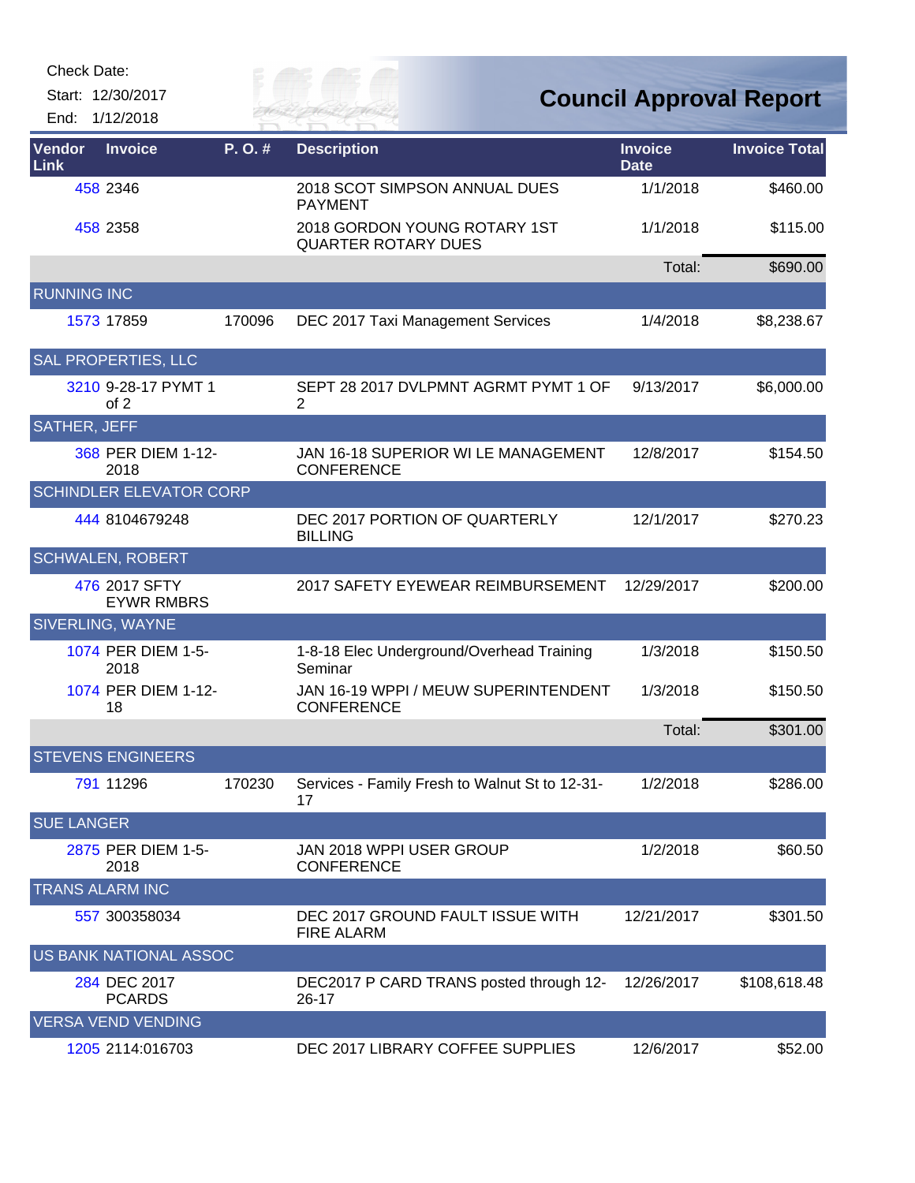Check Date:

Start: 12/30/2017

End: 1/12/2018

# Council Approval Report

| Vendor Link | Invoice | P. O. # | Description | Invoice Date | Invoice Total |
|---|---|---|---|---|---|
| 458 | 2346 | | 2018 SCOT SIMPSON ANNUAL DUES PAYMENT | 1/1/2018 | $460.00 |
| 458 | 2358 | | 2018 GORDON YOUNG ROTARY 1ST QUARTER ROTARY DUES | 1/1/2018 | $115.00 |
| | | | | Total: | $690.00 |
| RUNNING INC | | | | | |
| 1573 | 17859 | 170096 | DEC 2017 Taxi Management Services | 1/4/2018 | $8,238.67 |
| SAL PROPERTIES, LLC | | | | | |
| 3210 | 9-28-17 PYMT 1 of 2 | | SEPT 28 2017 DVLPMNT AGRMT PYMT 1 OF 2 | 9/13/2017 | $6,000.00 |
| SATHER, JEFF | | | | | |
| 368 | PER DIEM 1-12-2018 | | JAN 16-18 SUPERIOR WI LE MANAGEMENT CONFERENCE | 12/8/2017 | $154.50 |
| SCHINDLER ELEVATOR CORP | | | | | |
| 444 | 8104679248 | | DEC 2017 PORTION OF QUARTERLY BILLING | 12/1/2017 | $270.23 |
| SCHWALEN, ROBERT | | | | | |
| 476 | 2017 SFTY EYWR RMBRS | | 2017 SAFETY EYEWEAR REIMBURSEMENT | 12/29/2017 | $200.00 |
| SIVERLING, WAYNE | | | | | |
| 1074 | PER DIEM 1-5-2018 | | 1-8-18 Elec Underground/Overhead Training Seminar | 1/3/2018 | $150.50 |
| 1074 | PER DIEM 1-12-18 | | JAN 16-19 WPPI / MEUW SUPERINTENDENT CONFERENCE | 1/3/2018 | $150.50 |
| | | | | Total: | $301.00 |
| STEVENS ENGINEERS | | | | | |
| 791 | 11296 | 170230 | Services - Family Fresh to Walnut St to 12-31-17 | 1/2/2018 | $286.00 |
| SUE LANGER | | | | | |
| 2875 | PER DIEM 1-5-2018 | | JAN 2018 WPPI USER GROUP CONFERENCE | 1/2/2018 | $60.50 |
| TRANS ALARM INC | | | | | |
| 557 | 300358034 | | DEC 2017 GROUND FAULT ISSUE WITH FIRE ALARM | 12/21/2017 | $301.50 |
| US BANK NATIONAL ASSOC | | | | | |
| 284 | DEC 2017 PCARDS | | DEC2017 P CARD TRANS posted through 12-26-17 | 12/26/2017 | $108,618.48 |
| VERSA VEND VENDING | | | | | |
| 1205 | 2114:016703 | | DEC 2017 LIBRARY COFFEE SUPPLIES | 12/6/2017 | $52.00 |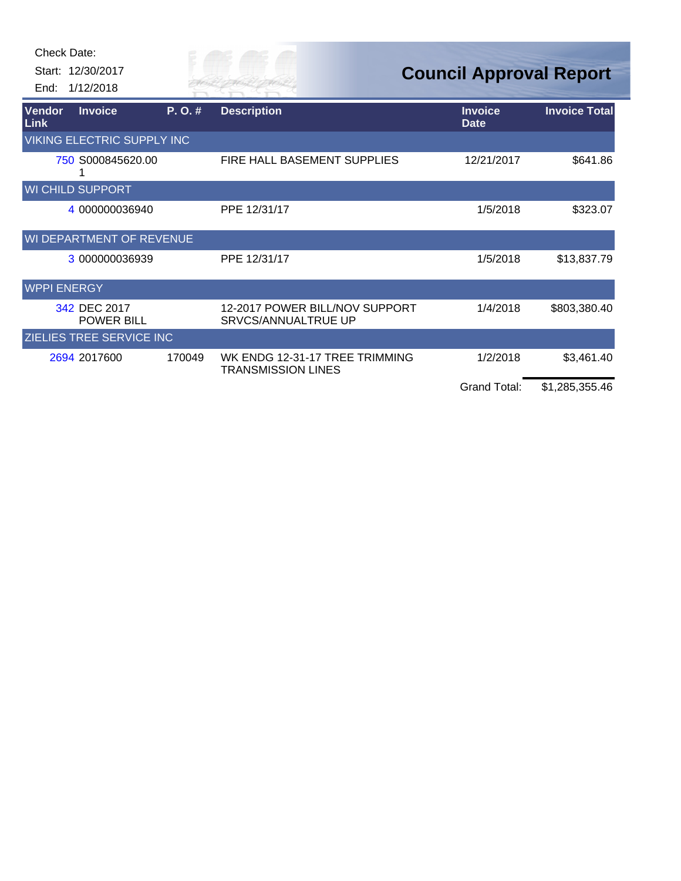Check Date:

Start: 12/30/2017

End: 1/12/2018

# Council Approval Report

| Vendor Link | Invoice | P. O. # | Description | Invoice Date | Invoice Total |
|---|---|---|---|---|---|
| VIKING ELECTRIC SUPPLY INC | | | | | |
| 750 | S000845620.001 | | FIRE HALL BASEMENT SUPPLIES | 12/21/2017 | $641.86 |
| WI CHILD SUPPORT | | | | | |
| 4 | 000000036940 | | PPE 12/31/17 | 1/5/2018 | $323.07 |
| WI DEPARTMENT OF REVENUE | | | | | |
| 3 | 000000036939 | | PPE 12/31/17 | 1/5/2018 | $13,837.79 |
| WPPI ENERGY | | | | | |
| 342 | DEC 2017 POWER BILL | | 12-2017 POWER BILL/NOV SUPPORT SRVCS/ANNUALTRUE UP | 1/4/2018 | $803,380.40 |
| ZIELIES TREE SERVICE INC | | | | | |
| 2694 | 2017600 | 170049 | WK ENDG 12-31-17 TREE TRIMMING TRANSMISSION LINES | 1/2/2018 | $3,461.40 |
| | | | | Grand Total: | $1,285,355.46 |